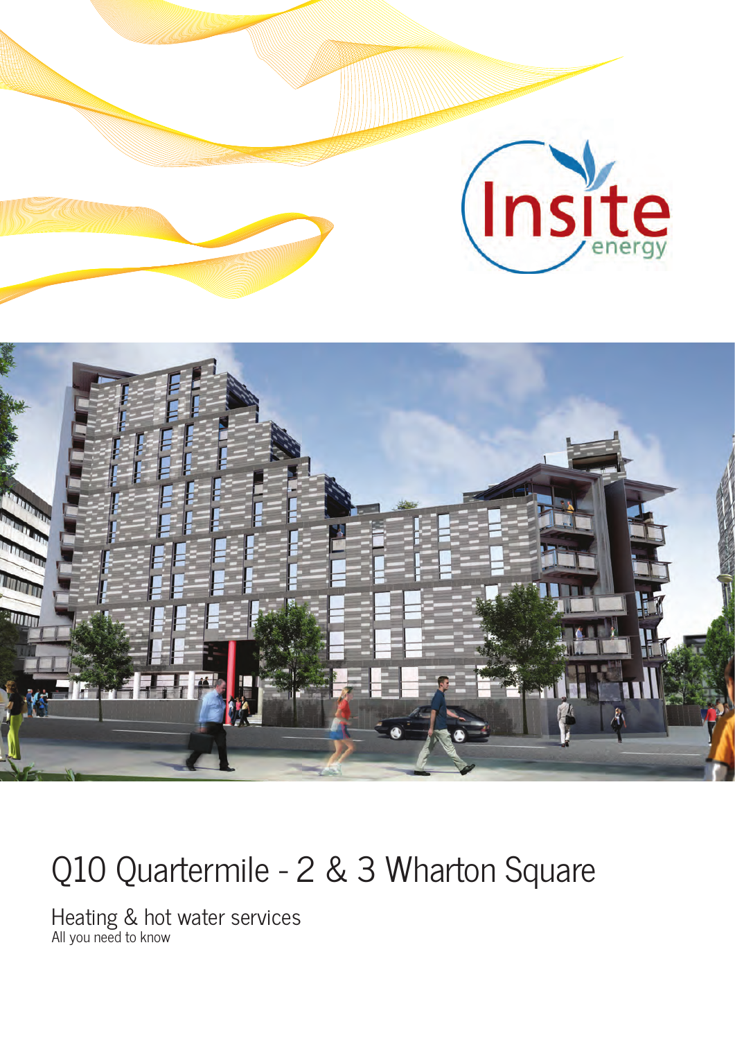# Q10 Quartermile - 2 & 3 Wharton Square

## Heating & hot water services

All you need to know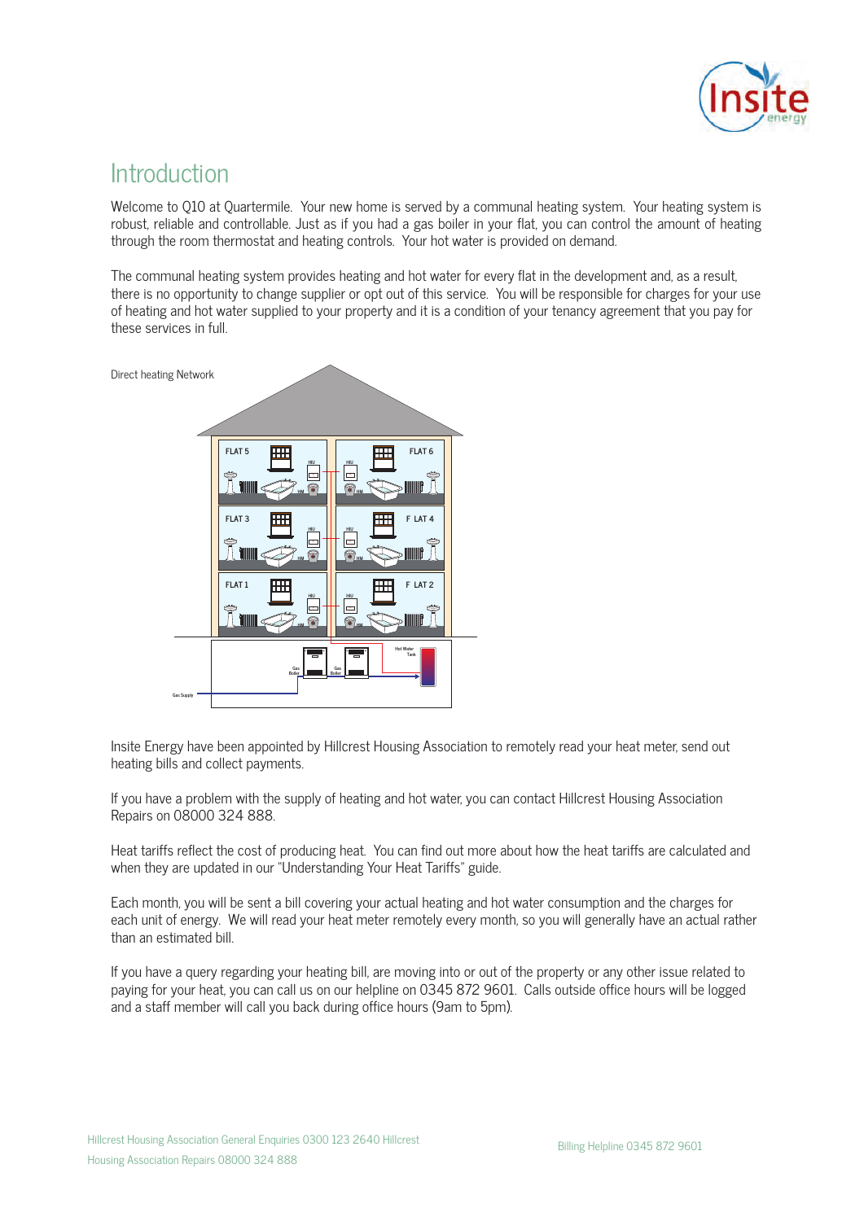## Introduction

Welcome to Q10 at Quartermile. Your new home is served by a communal heating system. Your heating system is robust, reliable and controllable. Just as if you had a gas boiler in your flat, you can control the amount of heating through the room thermostat and heating controls. Your hot water is provided on demand.

The communal heating system provides heating and hot water for every flat in the development and, as a result, there is no opportunity to change supplier or opt out of this service. You will be responsible for charges for your use of heating and hot water supplied to your property and it is a condition of your tenancy agreement that you pay for these services in full.

Direct heating Network

Insite Energy have been appointed by Hillcrest Housing Association to remotely read your heat meter, send out heating bills and collect payments.

If you have a problem with the supply of heating and hot water, you can contact Hillcrest Housing Association Repairs on 08000 324 888.

Heat tariffs reflect the cost of producing heat. You can find out more about how the heat tariffs are calculated and when they are updated in our "Understanding Your Heat Tariffs" guide.

Each month, you will be sent a bill covering your actual heating and hot water consumption and the charges for each unit of energy. We will read your heat meter remotely every month, so you will generally have an actual rather than an estimated bill.

If you have a query regarding your heating bill, are moving into or out of the property or any other issue related to paying for your heat, you can call us on our helpline on 0345 872 9601. Calls outside office hours will be logged and a staff member will call you back during office hours (9am to 5pm).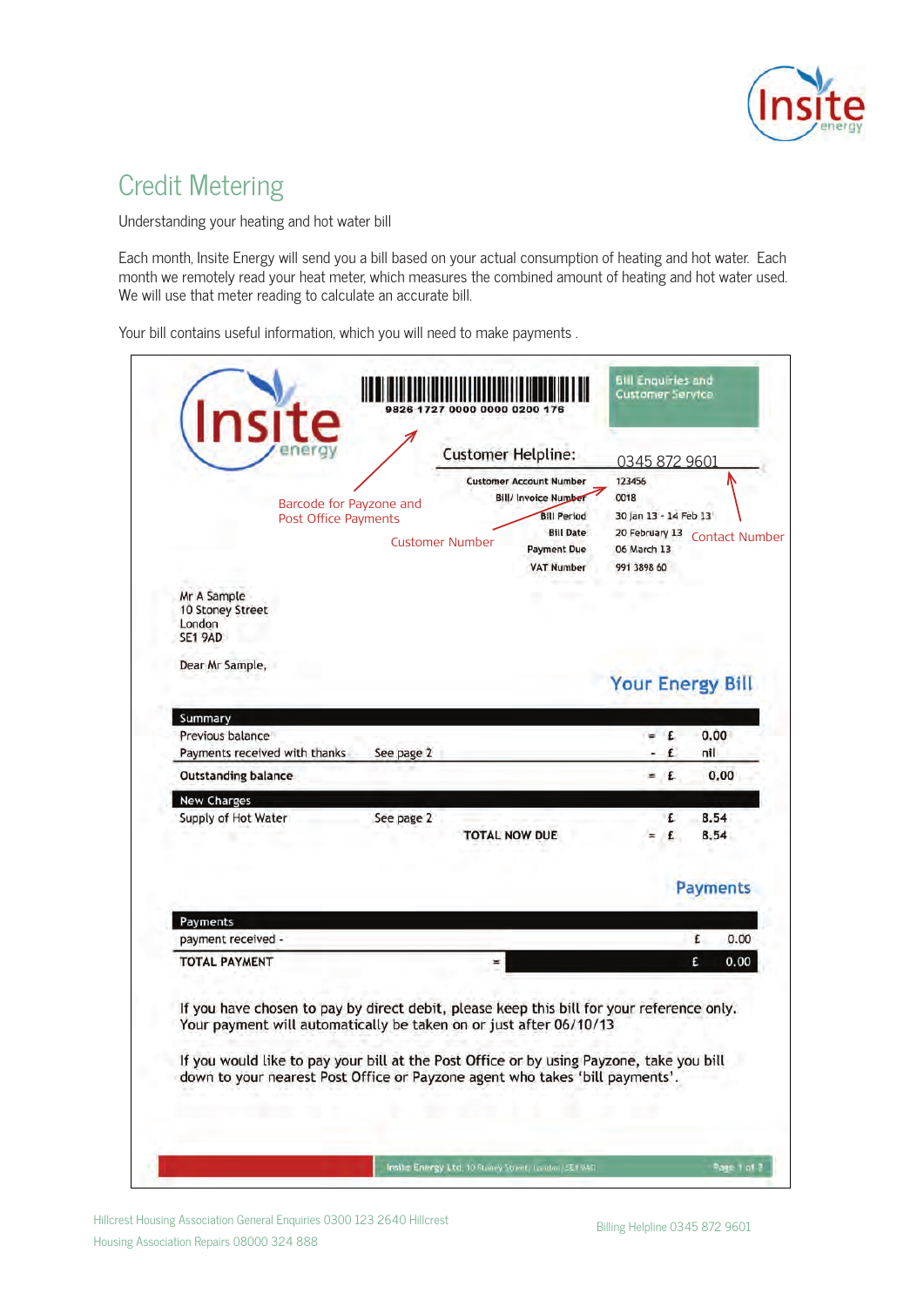# Credit Metering

Understanding your heating and hot water bill

Each month, Insite Energy will send you a bill based on your actual consumption of heating and hot water. Each month we remotely read your heat meter, which measures the combined amount of heating and hot water used. We will use that meter reading to calculate an accurate bill.

Your bill contains useful information, which you will need to make payments .

9826 1727 0000 0000 0200 176

Bill Enquiries and Customer Service

Customer Helpline: 0345 872 9601

| | |
|---|---|
| Customer Account Number | 123456 |
| Bill/ Invoice Number | 0018 |
| Bill Period | 30 Jan 13 - 14 Feb 13 |
| Bill Date | 20 February 13 |
| Payment Due | 06 March 13 |
| VAT Number | 991 3898 60 |

Barcode for Payzone and Post Office Payments

Customer Number

Contact Number

Mr A Sample
10 Stoney Street
London
SE1 9AD

Dear Mr Sample,

## Your Energy Bill

| Summary | | | | |
|---|---|---|---|---|
| Previous balance | | = | £ | 0.00 |
| Payments received with thanks | See page 2 | - | £ | nil |
| Outstanding balance | | = | £ | 0.00 |
| **New Charges** | | | | |
| Supply of Hot Water | See page 2 | | £ | 8.54 |
| | TOTAL NOW DUE | = | £ | 8.54 |

## Payments

| Payments | | | |
|---|---|---|---|
| payment received - | | £ | 0.00 |
| TOTAL PAYMENT | = | £ | 0.00 |

If you have chosen to pay by direct debit, please keep this bill for your reference only. Your payment will automatically be taken on or just after 06/10/13

If you would like to pay your bill at the Post Office or by using Payzone, take you bill down to your nearest Post Office or Payzone agent who takes 'bill payments'.

Insite Energy Ltd. 10 Stoney Street, London, SE1 9AD

Hillcrest Housing Association General Enquiries 0300 123 2640 Hillcrest Housing Association Repairs 08000 324 888

Billing Helpline 0345 872 9601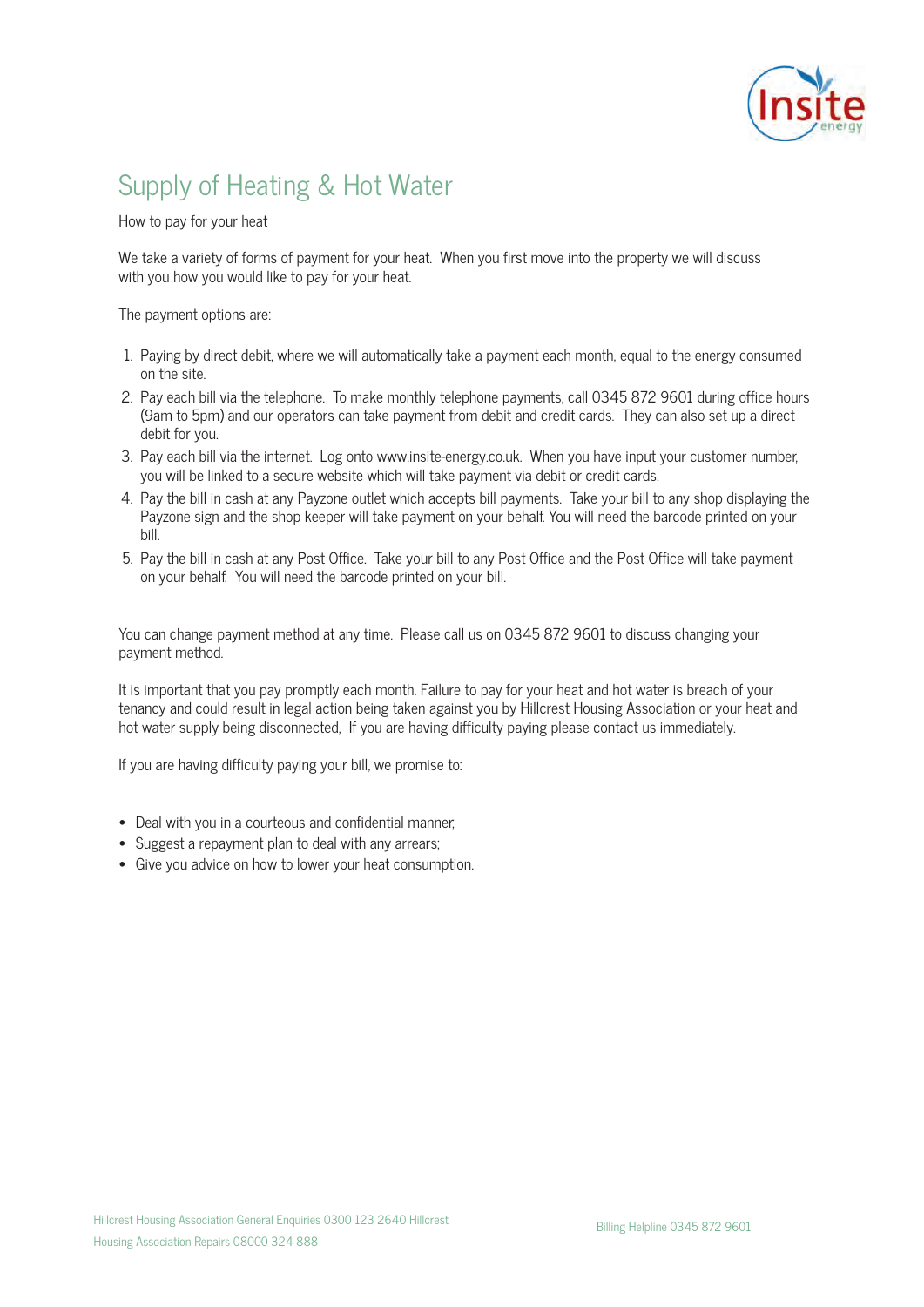# Supply of Heating & Hot Water

How to pay for your heat

We take a variety of forms of payment for your heat. When you first move into the property we will discuss with you how you would like to pay for your heat.

The payment options are:

1. Paying by direct debit, where we will automatically take a payment each month, equal to the energy consumed on the site.
2. Pay each bill via the telephone. To make monthly telephone payments, call 0345 872 9601 during office hours (9am to 5pm) and our operators can take payment from debit and credit cards. They can also set up a direct debit for you.
3. Pay each bill via the internet. Log onto www.insite-energy.co.uk. When you have input your customer number, you will be linked to a secure website which will take payment via debit or credit cards.
4. Pay the bill in cash at any Payzone outlet which accepts bill payments. Take your bill to any shop displaying the Payzone sign and the shop keeper will take payment on your behalf. You will need the barcode printed on your bill.
5. Pay the bill in cash at any Post Office. Take your bill to any Post Office and the Post Office will take payment on your behalf. You will need the barcode printed on your bill.

You can change payment method at any time. Please call us on 0345 872 9601 to discuss changing your payment method.

It is important that you pay promptly each month. Failure to pay for your heat and hot water is breach of your tenancy and could result in legal action being taken against you by Hillcrest Housing Association or your heat and hot water supply being disconnected, If you are having difficulty paying please contact us immediately.

If you are having difficulty paying your bill, we promise to:

- Deal with you in a courteous and confidential manner;
- Suggest a repayment plan to deal with any arrears;
- Give you advice on how to lower your heat consumption.

Hillcrest Housing Association General Enquiries 0300 123 2640 Hillcrest Housing Association Repairs 08000 324 888

Billing Helpline 0345 872 9601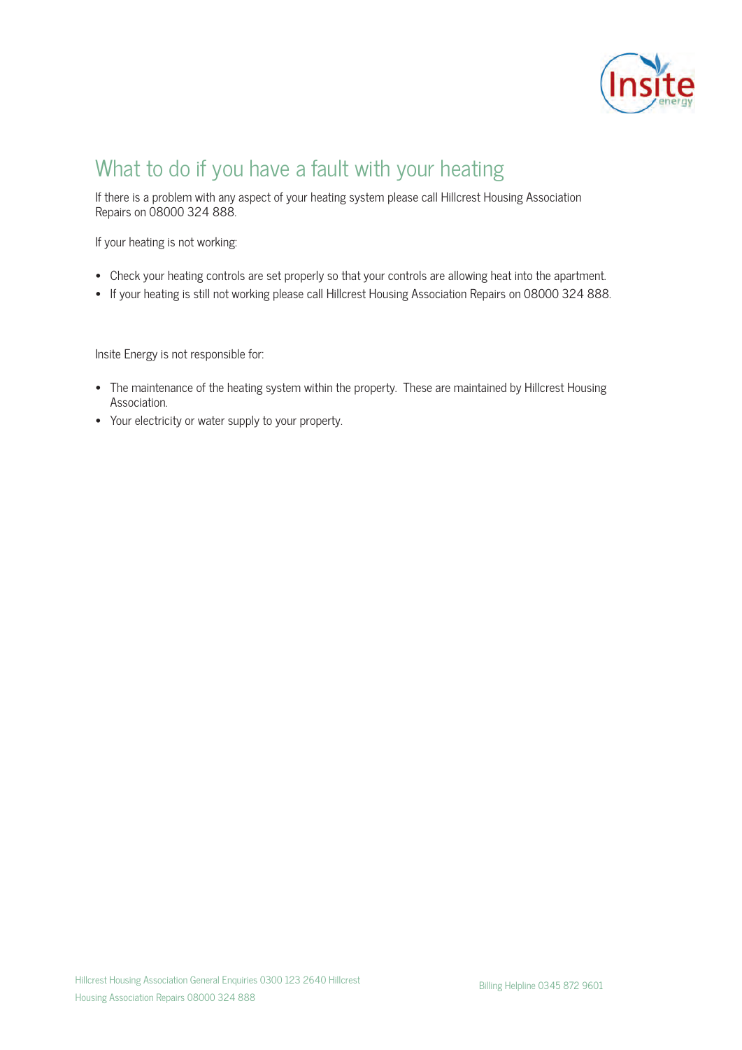# What to do if you have a fault with your heating

If there is a problem with any aspect of your heating system please call Hillcrest Housing Association Repairs on 08000 324 888.

If your heating is not working:

- Check your heating controls are set properly so that your controls are allowing heat into the apartment.
- If your heating is still not working please call Hillcrest Housing Association Repairs on 08000 324 888.

Insite Energy is not responsible for:

- The maintenance of the heating system within the property. These are maintained by Hillcrest Housing Association.
- Your electricity or water supply to your property.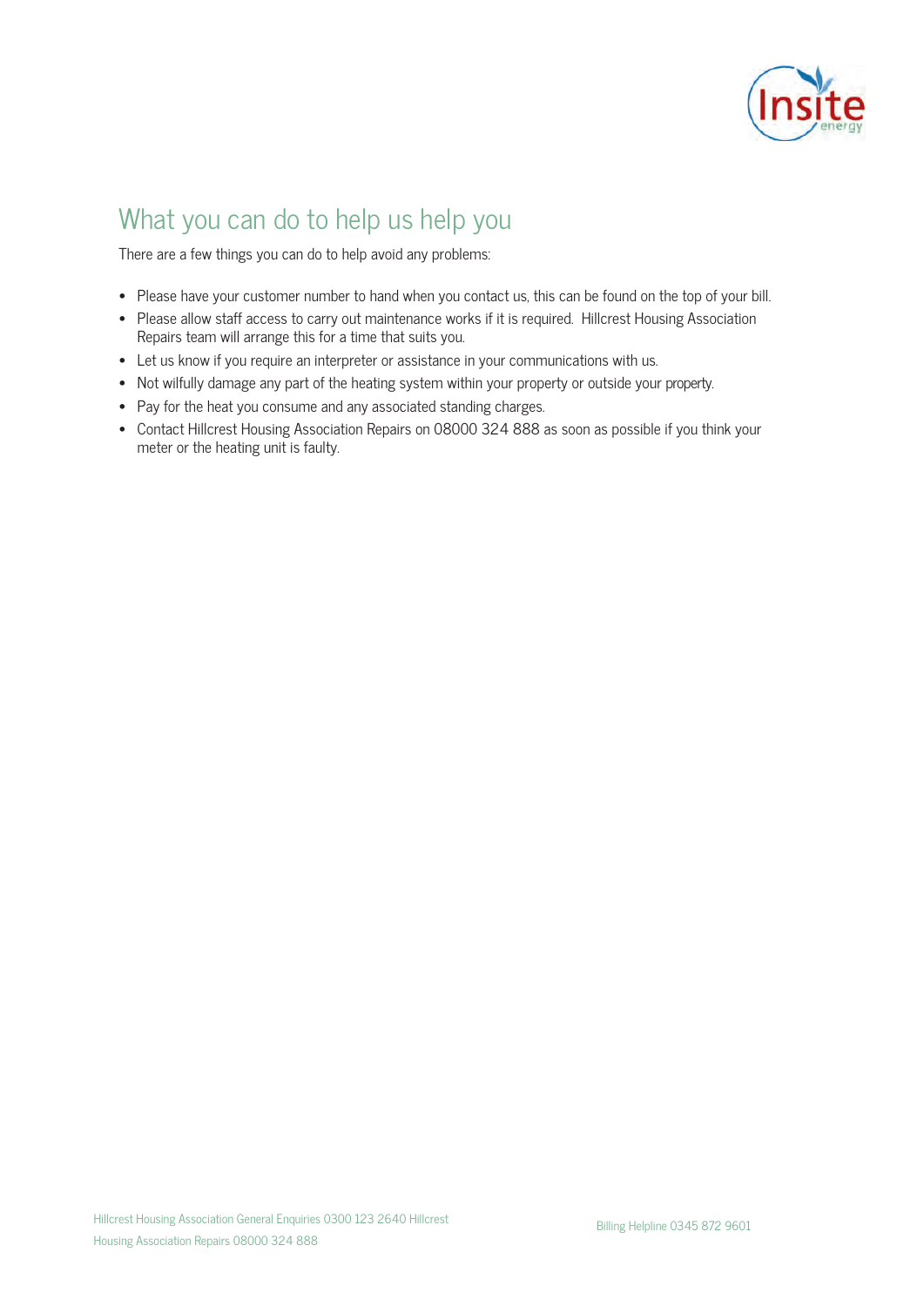## What you can do to help us help you

There are a few things you can do to help avoid any problems:

- Please have your customer number to hand when you contact us, this can be found on the top of your bill.
- Please allow staff access to carry out maintenance works if it is required. Hillcrest Housing Association Repairs team will arrange this for a time that suits you.
- Let us know if you require an interpreter or assistance in your communications with us.
- Not wilfully damage any part of the heating system within your property or outside your property.
- Pay for the heat you consume and any associated standing charges.
- Contact Hillcrest Housing Association Repairs on 08000 324 888 as soon as possible if you think your meter or the heating unit is faulty.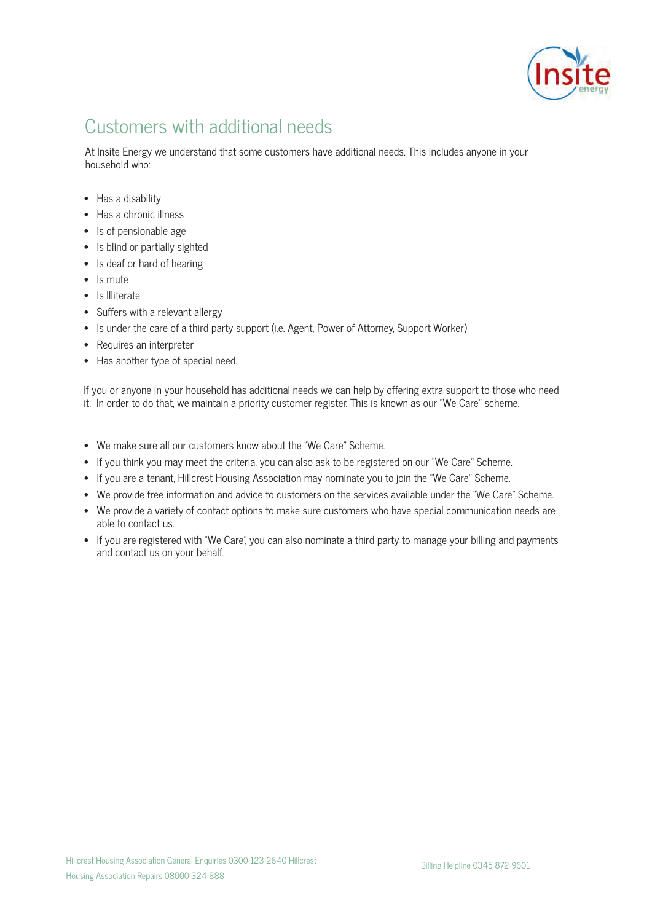## Customers with additional needs

At Insite Energy we understand that some customers have additional needs. This includes anyone in your household who:

- Has a disability
- Has a chronic illness
- Is of pensionable age
- Is blind or partially sighted
- Is deaf or hard of hearing
- Is mute
- Is Illiterate
- Suffers with a relevant allergy
- Is under the care of a third party support (i.e. Agent, Power of Attorney, Support Worker)
- Requires an interpreter
- Has another type of special need.

If you or anyone in your household has additional needs we can help by offering extra support to those who need it. In order to do that, we maintain a priority customer register. This is known as our "We Care" scheme.

- We make sure all our customers know about the "We Care" Scheme.
- If you think you may meet the criteria, you can also ask to be registered on our "We Care" Scheme.
- If you are a tenant, Hillcrest Housing Association may nominate you to join the "We Care" Scheme.
- We provide free information and advice to customers on the services available under the "We Care" Scheme.
- We provide a variety of contact options to make sure customers who have special communication needs are able to contact us.
- If you are registered with "We Care", you can also nominate a third party to manage your billing and payments and contact us on your behalf.

Hillcrest Housing Association General Enquiries 0300 123 2640 Hillcrest Housing Association Repairs 08000 324 888

Billing Helpline 0345 872 9601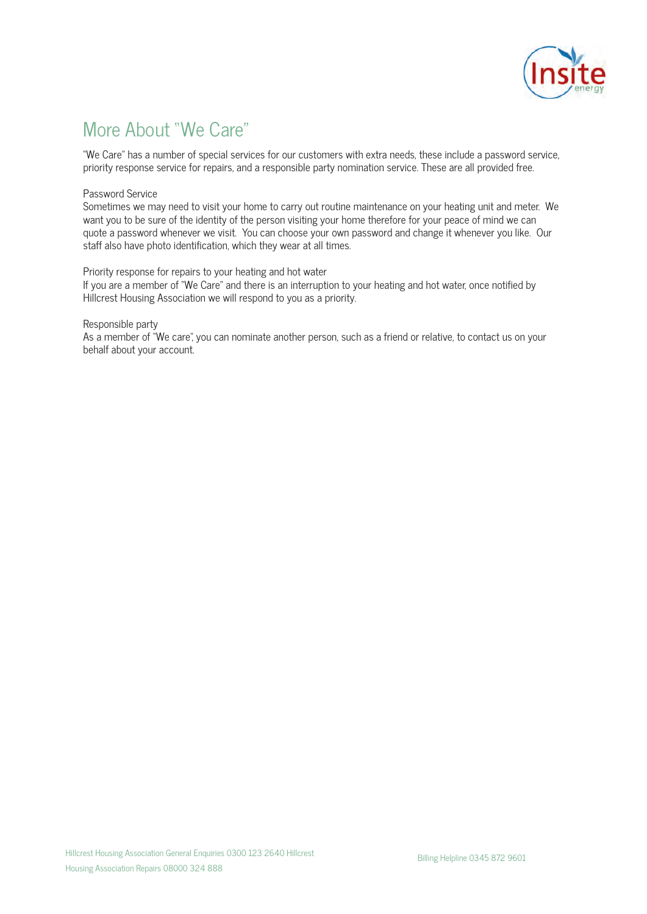# More About "We Care"

"We Care" has a number of special services for our customers with extra needs, these include a password service, priority response service for repairs, and a responsible party nomination service. These are all provided free.

Password Service
Sometimes we may need to visit your home to carry out routine maintenance on your heating unit and meter. We want you to be sure of the identity of the person visiting your home therefore for your peace of mind we can quote a password whenever we visit. You can choose your own password and change it whenever you like. Our staff also have photo identification, which they wear at all times.

Priority response for repairs to your heating and hot water
If you are a member of "We Care" and there is an interruption to your heating and hot water, once notified by Hillcrest Housing Association we will respond to you as a priority.

Responsible party
As a member of "We care", you can nominate another person, such as a friend or relative, to contact us on your behalf about your account.

Hillcrest Housing Association General Enquiries 0300 123 2640 Hillcrest Housing Association Repairs 08000 324 888

Billing Helpline 0345 872 9601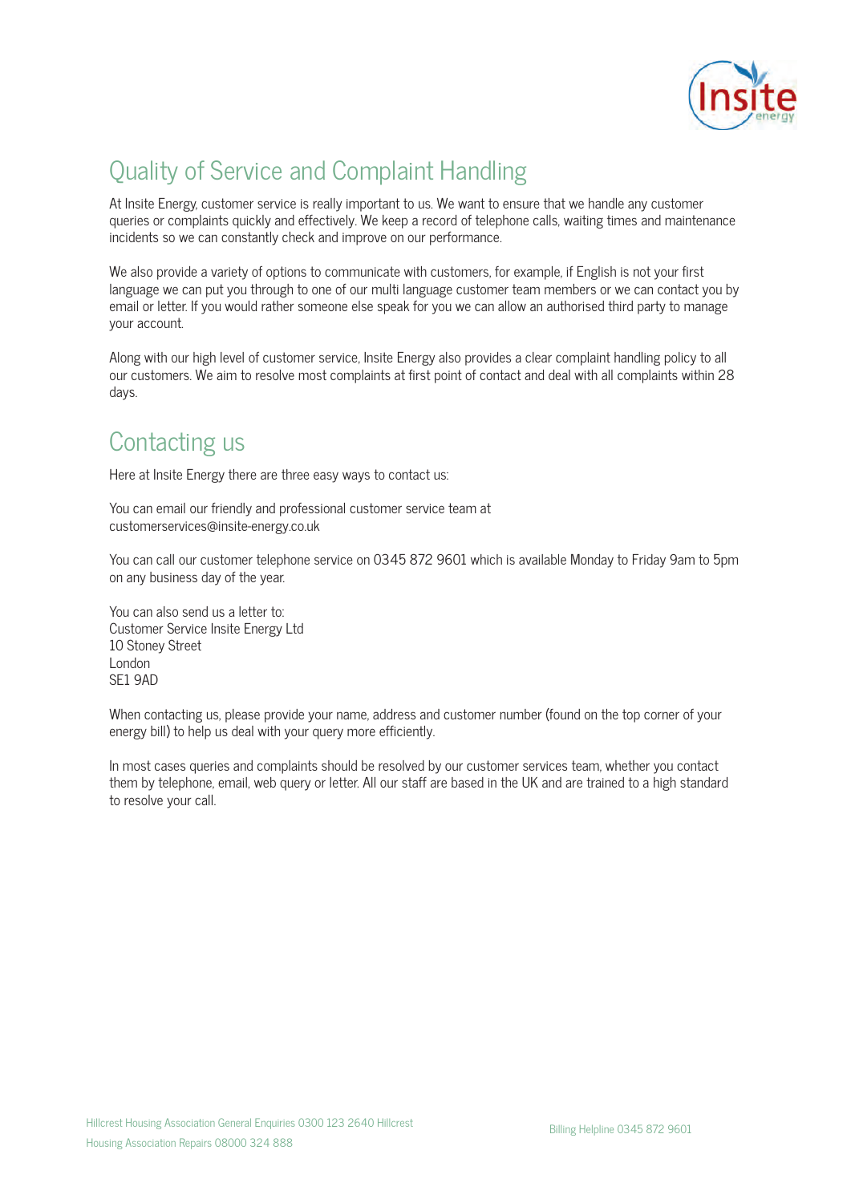## Quality of Service and Complaint Handling

At Insite Energy, customer service is really important to us. We want to ensure that we handle any customer queries or complaints quickly and effectively. We keep a record of telephone calls, waiting times and maintenance incidents so we can constantly check and improve on our performance.

We also provide a variety of options to communicate with customers, for example, if English is not your first language we can put you through to one of our multi language customer team members or we can contact you by email or letter. If you would rather someone else speak for you we can allow an authorised third party to manage your account.

Along with our high level of customer service, Insite Energy also provides a clear complaint handling policy to all our customers. We aim to resolve most complaints at first point of contact and deal with all complaints within 28 days.

## Contacting us

Here at Insite Energy there are three easy ways to contact us:

You can email our friendly and professional customer service team at customerservices@insite-energy.co.uk

You can call our customer telephone service on 0345 872 9601 which is available Monday to Friday 9am to 5pm on any business day of the year.

You can also send us a letter to:
Customer Service Insite Energy Ltd
10 Stoney Street
London
SE1 9AD

When contacting us, please provide your name, address and customer number (found on the top corner of your energy bill) to help us deal with your query more efficiently.

In most cases queries and complaints should be resolved by our customer services team, whether you contact them by telephone, email, web query or letter. All our staff are based in the UK and are trained to a high standard to resolve your call.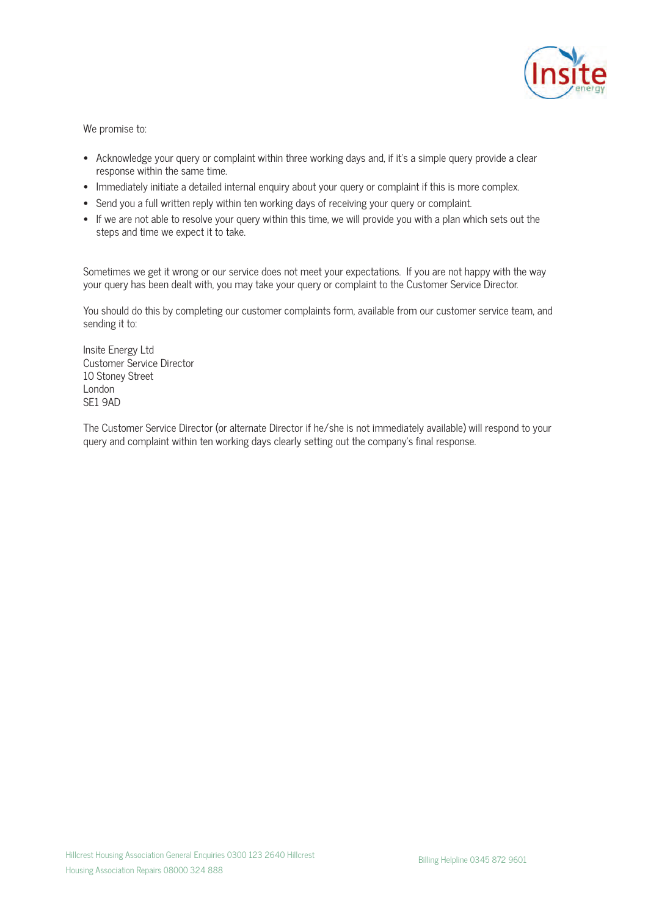We promise to:

- Acknowledge your query or complaint within three working days and, if it's a simple query provide a clear response within the same time.
- Immediately initiate a detailed internal enquiry about your query or complaint if this is more complex.
- Send you a full written reply within ten working days of receiving your query or complaint.
- If we are not able to resolve your query within this time, we will provide you with a plan which sets out the steps and time we expect it to take.

Sometimes we get it wrong or our service does not meet your expectations. If you are not happy with the way your query has been dealt with, you may take your query or complaint to the Customer Service Director.

You should do this by completing our customer complaints form, available from our customer service team, and sending it to:

Insite Energy Ltd
Customer Service Director
10 Stoney Street
London
SE1 9AD

The Customer Service Director (or alternate Director if he/she is not immediately available) will respond to your query and complaint within ten working days clearly setting out the company's final response.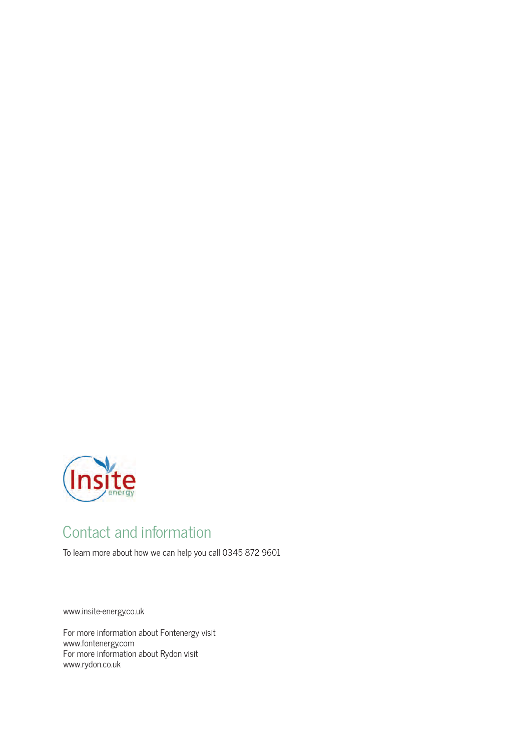## Contact and information

To learn more about how we can help you call 0345 872 9601

www.insite-energy.co.uk

For more information about Fontenergy visit
www.fontenergy.com
For more information about Rydon visit
www.rydon.co.uk